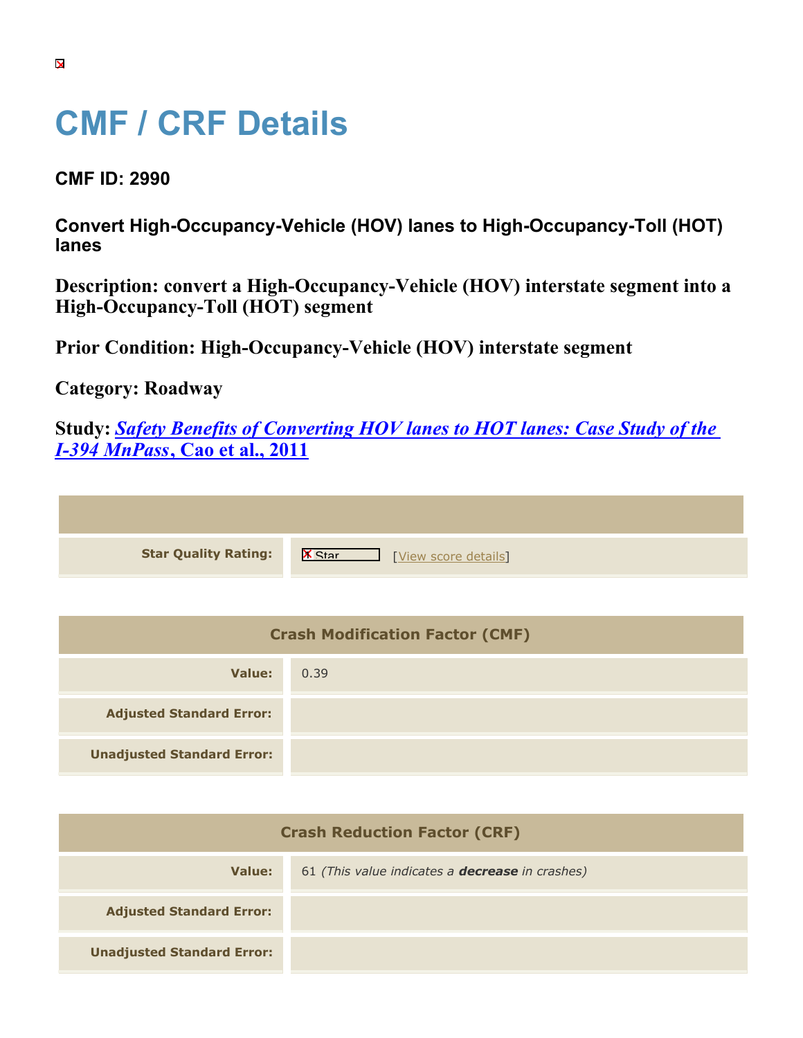# CMF / CRF Details

## CMF ID: 2990

### Convert High-Occupancy-Vehicle (HOV) lanes to High-Occupancy-Toll (HOT) lanes

**Description: convert a High-Occupancy-Vehicle (HOV) interstate segment into a High-Occupancy-Toll (HOT) segment**

**Prior Condition: High-Occupancy-Vehicle (HOV) interstate segment**

**Category: Roadway**

**Study: *Safety Benefits of Converting HOV lanes to HOT lanes: Case Study of the I-394 MnPass*, Cao et al., 2011**

| | |
|---|---|
| **Star Quality Rating:** | Star [View score details] |

| Crash Modification Factor (CMF) | |
|---|---|
| **Value:** | 0.39 |
| **Adjusted Standard Error:** | |
| **Unadjusted Standard Error:** | |

| Crash Reduction Factor (CRF) | |
|---|---|
| **Value:** | 61 *(This value indicates a **decrease** in crashes)* |
| **Adjusted Standard Error:** | |
| **Unadjusted Standard Error:** | |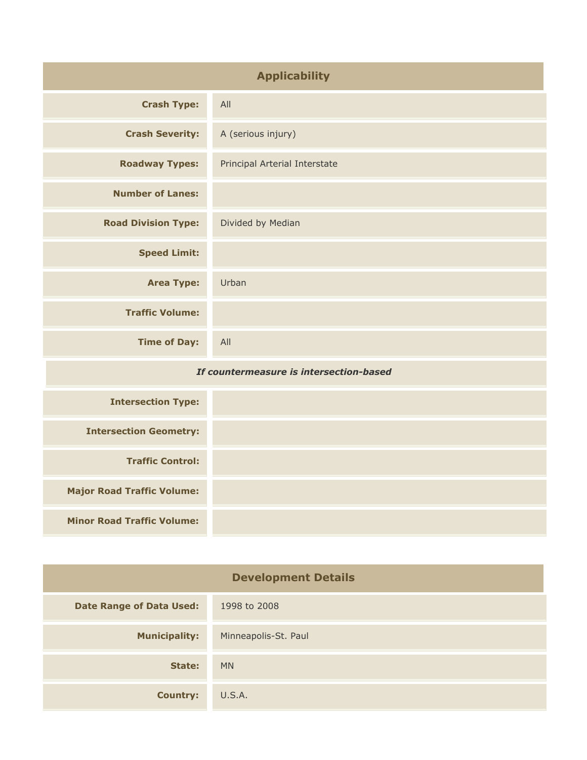## Applicability

| | |
|---|---|
| **Crash Type:** | All |
| **Crash Severity:** | A (serious injury) |
| **Roadway Types:** | Principal Arterial Interstate |
| **Number of Lanes:** | |
| **Road Division Type:** | Divided by Median |
| **Speed Limit:** | |
| **Area Type:** | Urban |
| **Traffic Volume:** | |
| **Time of Day:** | All |
| ***If countermeasure is intersection-based*** | |
| **Intersection Type:** | |
| **Intersection Geometry:** | |
| **Traffic Control:** | |
| **Major Road Traffic Volume:** | |
| **Minor Road Traffic Volume:** | |

## Development Details

| | |
|---|---|
| **Date Range of Data Used:** | 1998 to 2008 |
| **Municipality:** | Minneapolis-St. Paul |
| **State:** | MN |
| **Country:** | U.S.A. |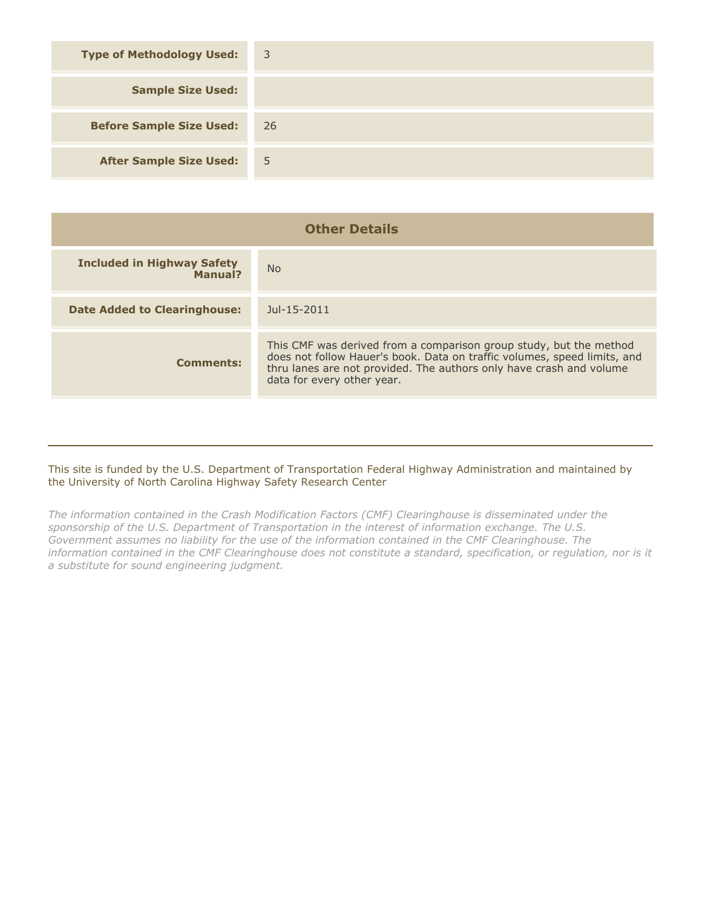| | |
|---|---|
| **Type of Methodology Used:** | 3 |
| **Sample Size Used:** | |
| **Before Sample Size Used:** | 26 |
| **After Sample Size Used:** | 5 |

## Other Details

| | |
|---|---|
| **Included in Highway Safety Manual?** | No |
| **Date Added to Clearinghouse:** | Jul-15-2011 |
| **Comments:** | This CMF was derived from a comparison group study, but the method does not follow Hauer's book. Data on traffic volumes, speed limits, and thru lanes are not provided. The authors only have crash and volume data for every other year. |

---

This site is funded by the U.S. Department of Transportation Federal Highway Administration and maintained by the University of North Carolina Highway Safety Research Center

*The information contained in the Crash Modification Factors (CMF) Clearinghouse is disseminated under the sponsorship of the U.S. Department of Transportation in the interest of information exchange. The U.S. Government assumes no liability for the use of the information contained in the CMF Clearinghouse. The information contained in the CMF Clearinghouse does not constitute a standard, specification, or regulation, nor is it a substitute for sound engineering judgment.*